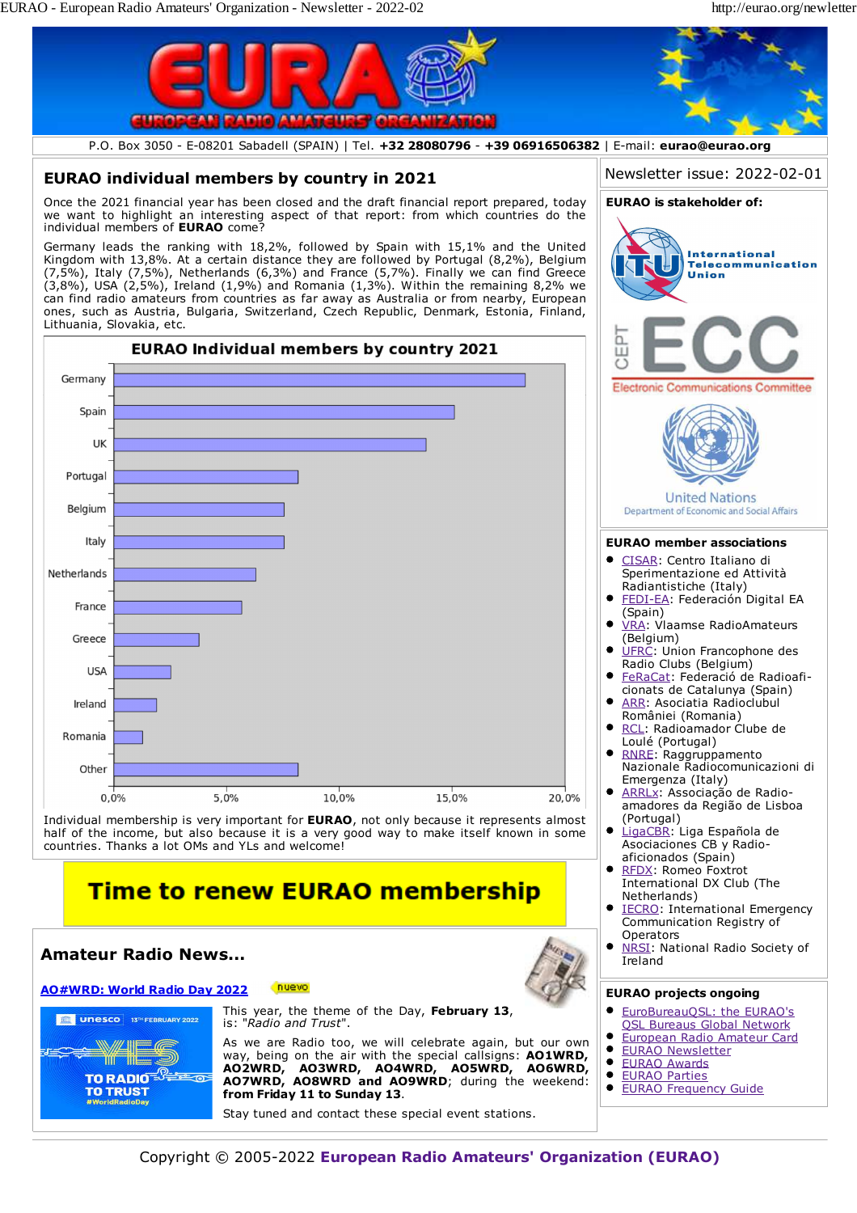P.O. Box 3050 - E-08201 Sabadell (SPAIN) | Tel. **+32 28080796** - **+39 06916506382** | E-mail: **eurao@eurao.org**

## EURAO individual members by country in 2021

Once the 2021 financial year has been closed and the draft financial report prepared, today we want to highlight an interesting aspect of that report: from which countries do the individual members of **EURAO** come?

Germany leads the ranking with 18,2%, followed by Spain with 15,1% and the United Kingdom with 13,8%. At a certain distance they are followed by Portugal (8,2%), Belgium (7,5%), Italy (7,5%), Netherlands (6,3%) and France (5,7%). Finally we can find Greece (3,8%), USA (2,5%), Ireland (1,9%) and Romania (1,3%). Within the remaining 8,2% we can find radio amateurs from countries as far away as Australia or from nearby, European ones, such as Austria, Bulgaria, Switzerland, Czech Republic, Denmark, Estonia, Finland, Lithuania, Slovakia, etc.

**EURAO Individual members by country 2021**

| Country | Share |
|---|---|
| Germany | 18,2% |
| Spain | 15,1% |
| UK | 13,8% |
| Portugal | 8,2% |
| Belgium | 7,5% |
| Italy | 7,5% |
| Netherlands | 6,3% |
| France | 5,7% |
| Greece | 3,8% |
| USA | 2,5% |
| Ireland | 1,9% |
| Romania | 1,3% |
| Other | 8,2% |

Individual membership is very important for **EURAO**, not only because it represents almost half of the income, but also because it is a very good way to make itself known in some countries. Thanks a lot OMs and YLs and welcome!

**Time to renew EURAO membership**

## Amateur Radio News...

### AO#WRD: World Radio Day 2022

nuevo

This year, the theme of the Day, **February 13**, is: "*Radio and Trust*".

As we are Radio too, we will celebrate again, but our own way, being on the air with the special callsigns: **AO1WRD, AO2WRD, AO3WRD, AO4WRD, AO5WRD, AO6WRD, AO7WRD, AO8WRD and AO9WRD**; during the weekend: **from Friday 11 to Sunday 13**.

Stay tuned and contact these special event stations.

Newsletter issue: 2022-02-01

**EURAO is stakeholder of:**

- International Telecommunication Union (ITU)
- CEPT ECC – Electronic Communications Committee
- United Nations Department of Economic and Social Affairs

**EURAO member associations**

- CISAR: Centro Italiano di Sperimentazione ed Attività Radiantistiche (Italy)
- FEDI-EA: Federación Digital EA (Spain)
- VRA: Vlaamse RadioAmateurs (Belgium)
- UFRC: Union Francophone des Radio Clubs (Belgium)
- FeRaCat: Federació de Radioaficionats de Catalunya (Spain)
- ARR: Asociatia Radioclubul României (Romania)
- RCL: Radioamador Clube de Loulé (Portugal)
- RNRE: Raggruppamento Nazionale Radiocomunicazioni di Emergenza (Italy)
- ARRLx: Associação de Radioamadores da Região de Lisboa (Portugal)
- LigaCBR: Liga Española de Asociaciones CB y Radioaficionados (Spain)
- RFDX: Romeo Foxtrot International DX Club (The Netherlands)
- IECRO: International Emergency Communication Registry of Operators
- NRSI: National Radio Society of Ireland

**EURAO projects ongoing**

- EuroBureauQSL: the EURAO's QSL Bureaus Global Network
- European Radio Amateur Card
- EURAO Newsletter
- EURAO Awards
- EURAO Parties
- EURAO Frequency Guide

Copyright © 2005-2022 **European Radio Amateurs' Organization (EURAO)**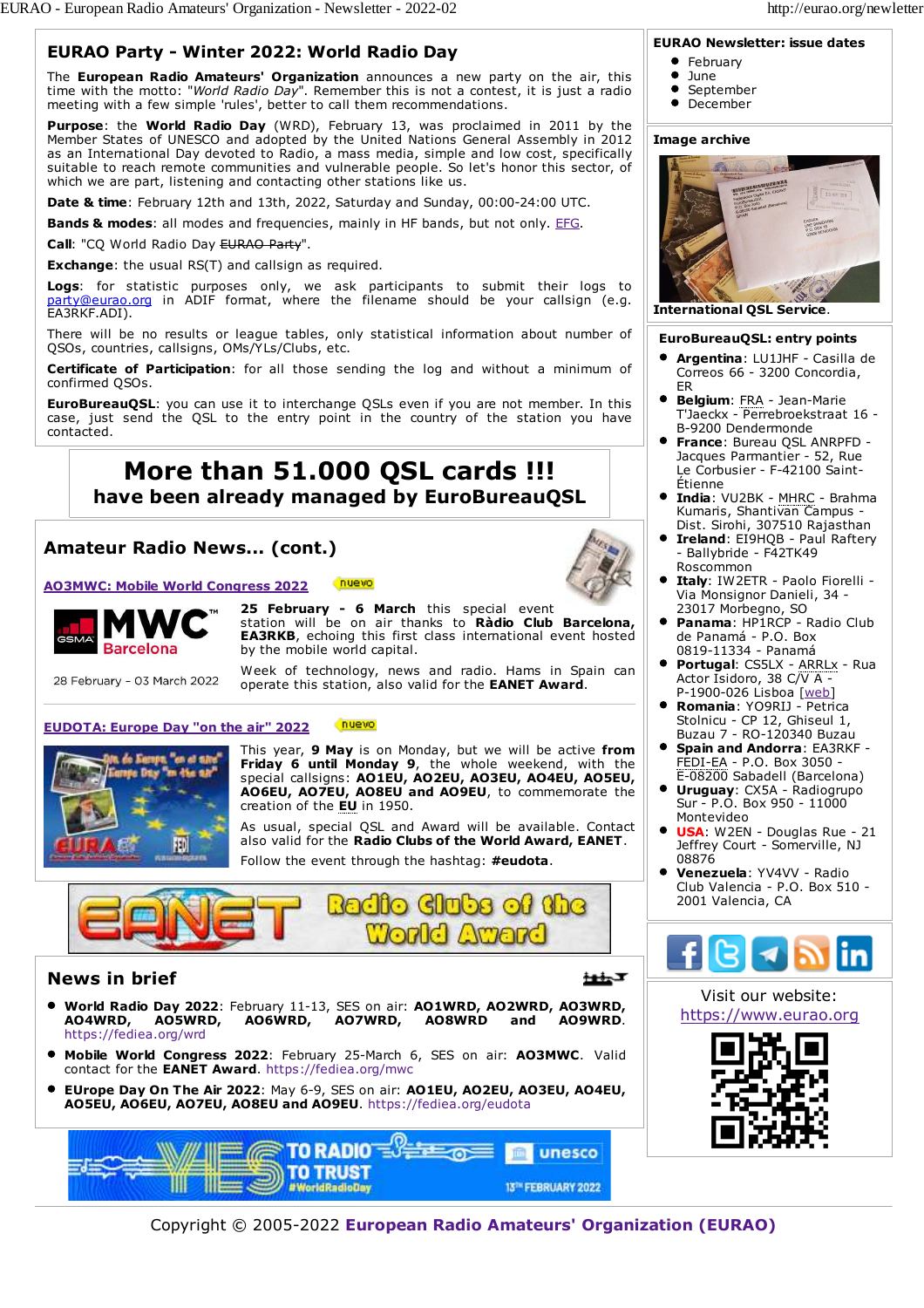## EURAO Party - Winter 2022: World Radio Day

The **European Radio Amateurs' Organization** announces a new party on the air, this time with the motto: "*World Radio Day*". Remember this is not a contest, it is just a radio meeting with a few simple 'rules', better to call them recommendations.

**Purpose**: the **World Radio Day** (WRD), February 13, was proclaimed in 2011 by the Member States of UNESCO and adopted by the United Nations General Assembly in 2012 as an International Day devoted to Radio, a mass media, simple and low cost, specifically suitable to reach remote communities and vulnerable people. So let's honor this sector, of which we are part, listening and contacting other stations like us.

**Date & time**: February 12th and 13th, 2022, Saturday and Sunday, 00:00-24:00 UTC.

**Bands & modes**: all modes and frequencies, mainly in HF bands, but not only. EFG.

**Call**: "CQ World Radio Day ~~EURAO Party~~".

**Exchange**: the usual RS(T) and callsign as required.

**Logs**: for statistic purposes only, we ask participants to submit their logs to party@eurao.org in ADIF format, where the filename should be your callsign (e.g. EA3RKF.ADI).

There will be no results or league tables, only statistical information about number of QSOs, countries, callsigns, OMs/YLs/Clubs, etc.

**Certificate of Participation**: for all those sending the log and without a minimum of confirmed QSOs.

**EuroBureauQSL**: you can use it to interchange QSLs even if you are not member. In this case, just send the QSL to the entry point in the country of the station you have contacted.

# More than 51.000 QSL cards !!!
## have been already managed by EuroBureauQSL

## Amateur Radio News... (cont.)

### AO3MWC: Mobile World Congress 2022 (nuevo)

MWC Barcelona — 28 February - 03 March 2022

**25 February - 6 March** this special event station will be on air thanks to **Ràdio Club Barcelona, EA3RKB**, echoing this first class international event hosted by the mobile world capital.

Week of technology, news and radio. Hams in Spain can operate this station, also valid for the **EANET Award**.

### EUDOTA: Europe Day "on the air" 2022 (nuevo)

This year, **9 May** is on Monday, but we will be active **from Friday 6 until Monday 9**, the whole weekend, with the special callsigns: **AO1EU, AO2EU, AO3EU, AO4EU, AO5EU, AO6EU, AO7EU, AO8EU and AO9EU**, to commemorate the creation of the **EU** in 1950.

As usual, special QSL and Award will be available. Contact also valid for the **Radio Clubs of the World Award, EANET**.

Follow the event through the hashtag: **#eudota**.

EANET Radio Clubs of the World Award

## News in brief

- **World Radio Day 2022**: February 11-13, SES on air: **AO1WRD, AO2WRD, AO3WRD, AO4WRD, AO5WRD, AO6WRD, AO7WRD, AO8WRD and AO9WRD**. https://fediea.org/wrd
- **Mobile World Congress 2022**: February 25-March 6, SES on air: **AO3MWC**. Valid contact for the **EANET Award**. https://fediea.org/mwc
- **EUrope Day On The Air 2022**: May 6-9, SES on air: **AO1EU, AO2EU, AO3EU, AO4EU, AO5EU, AO6EU, AO7EU, AO8EU and AO9EU**. https://fediea.org/eudota

YES TO RADIO TO TRUST #WorldRadioDay — unesco — 13th FEBRUARY 2022

### EURAO Newsletter: issue dates

- February
- June
- September
- December

### Image archive

International QSL Service.

### EuroBureauQSL: entry points

- **Argentina**: LU1JHF - Casilla de Correos 66 - 3200 Concordia, ER
- **Belgium**: FRA - Jean-Marie T'Jaeckx - Perrebroekstraat 16 - B-9200 Dendermonde
- **France**: Bureau QSL ANRPFD - Jacques Parmantier - 52, Rue Le Corbusier - F-42100 Saint-Étienne
- **India**: VU2BK - MHRC - Brahma Kumaris, Shantivan Campus - Dist. Sirohi, 307510 Rajasthan
- **Ireland**: EI9HQB - Paul Raftery - Ballybride - F42TK49 Roscommon
- **Italy**: IW2ETR - Paolo Fiorelli - Via Monsignor Danieli, 34 - 23017 Morbegno, SO
- **Panama**: HP1RCP - Radio Club de Panamá - P.O. Box 0819-11334 - Panamá
- **Portugal**: CS5LX - ARRLx - Rua Actor Isidoro, 38 C/V A - P-1900-026 Lisboa [web]
- **Romania**: YO9RIJ - Petrica Stolnicu - CP 12, Ghiseul 1, Buzau 3 - RO-120340 Buzau
- **Spain and Andorra**: EA3RKF - FEDI-EA - P.O. Box 3050 - E-08200 Sabadell (Barcelona)
- **Uruguay**: CX5A - Radiogrupo Sur - P.O. Box 950 - 11000 Montevideo
- **USA**: W2EN - Douglas Rue - 21 Jeffrey Court - Somerville, NJ 08876
- **Venezuela**: YV4VV - Radio Club Valencia - P.O. Box 510 - 2001 Valencia, CA

Visit our website:
https://www.eurao.org

Copyright © 2005-2022 **European Radio Amateurs' Organization (EURAO)**